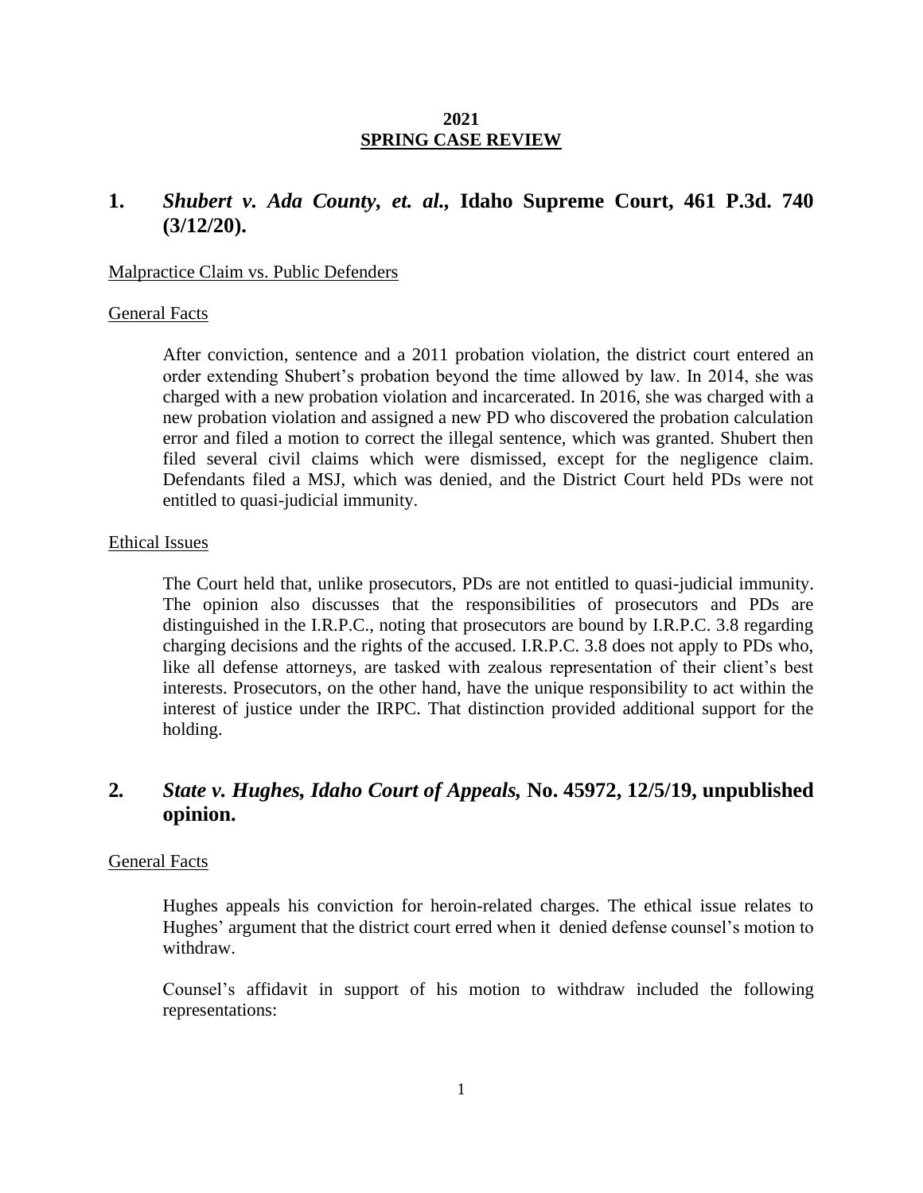**2021**
**SPRING CASE REVIEW**

## 1. *Shubert v. Ada County, et. al.,* Idaho Supreme Court, 461 P.3d. 740 (3/12/20).

Malpractice Claim vs. Public Defenders

General Facts

After conviction, sentence and a 2011 probation violation, the district court entered an order extending Shubert's probation beyond the time allowed by law. In 2014, she was charged with a new probation violation and incarcerated. In 2016, she was charged with a new probation violation and assigned a new PD who discovered the probation calculation error and filed a motion to correct the illegal sentence, which was granted. Shubert then filed several civil claims which were dismissed, except for the negligence claim. Defendants filed a MSJ, which was denied, and the District Court held PDs were not entitled to quasi-judicial immunity.

Ethical Issues

The Court held that, unlike prosecutors, PDs are not entitled to quasi-judicial immunity. The opinion also discusses that the responsibilities of prosecutors and PDs are distinguished in the I.R.P.C., noting that prosecutors are bound by I.R.P.C. 3.8 regarding charging decisions and the rights of the accused. I.R.P.C. 3.8 does not apply to PDs who, like all defense attorneys, are tasked with zealous representation of their client's best interests. Prosecutors, on the other hand, have the unique responsibility to act within the interest of justice under the IRPC. That distinction provided additional support for the holding.

## 2. *State v. Hughes, Idaho Court of Appeals,* No. 45972, 12/5/19, unpublished opinion.

General Facts

Hughes appeals his conviction for heroin-related charges. The ethical issue relates to Hughes' argument that the district court erred when it denied defense counsel's motion to withdraw.

Counsel's affidavit in support of his motion to withdraw included the following representations: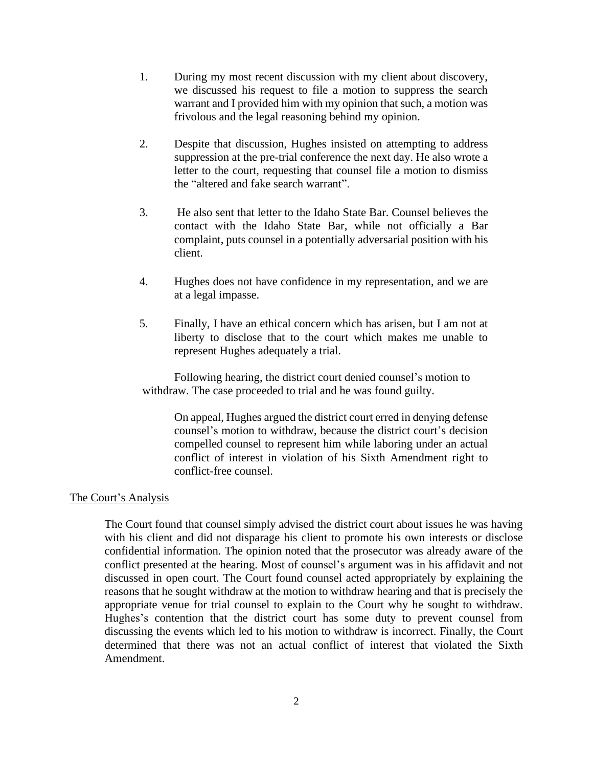1. During my most recent discussion with my client about discovery, we discussed his request to file a motion to suppress the search warrant and I provided him with my opinion that such, a motion was frivolous and the legal reasoning behind my opinion.

2. Despite that discussion, Hughes insisted on attempting to address suppression at the pre-trial conference the next day. He also wrote a letter to the court, requesting that counsel file a motion to dismiss the "altered and fake search warrant".

3. He also sent that letter to the Idaho State Bar. Counsel believes the contact with the Idaho State Bar, while not officially a Bar complaint, puts counsel in a potentially adversarial position with his client.

4. Hughes does not have confidence in my representation, and we are at a legal impasse.

5. Finally, I have an ethical concern which has arisen, but I am not at liberty to disclose that to the court which makes me unable to represent Hughes adequately a trial.

Following hearing, the district court denied counsel's motion to withdraw. The case proceeded to trial and he was found guilty.

> On appeal, Hughes argued the district court erred in denying defense counsel's motion to withdraw, because the district court's decision compelled counsel to represent him while laboring under an actual conflict of interest in violation of his Sixth Amendment right to conflict-free counsel.

<u>The Court's Analysis</u>

The Court found that counsel simply advised the district court about issues he was having with his client and did not disparage his client to promote his own interests or disclose confidential information. The opinion noted that the prosecutor was already aware of the conflict presented at the hearing. Most of counsel's argument was in his affidavit and not discussed in open court. The Court found counsel acted appropriately by explaining the reasons that he sought withdraw at the motion to withdraw hearing and that is precisely the appropriate venue for trial counsel to explain to the Court why he sought to withdraw. Hughes's contention that the district court has some duty to prevent counsel from discussing the events which led to his motion to withdraw is incorrect. Finally, the Court determined that there was not an actual conflict of interest that violated the Sixth Amendment.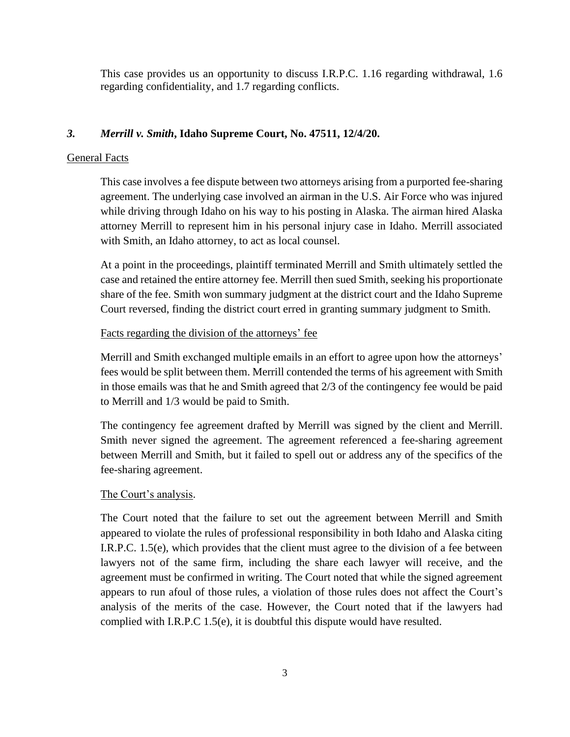This case provides us an opportunity to discuss I.R.P.C. 1.16 regarding withdrawal, 1.6 regarding confidentiality, and 1.7 regarding conflicts.

### *3. Merrill v. Smith*, Idaho Supreme Court, No. 47511, 12/4/20.

General Facts

This case involves a fee dispute between two attorneys arising from a purported fee-sharing agreement. The underlying case involved an airman in the U.S. Air Force who was injured while driving through Idaho on his way to his posting in Alaska. The airman hired Alaska attorney Merrill to represent him in his personal injury case in Idaho. Merrill associated with Smith, an Idaho attorney, to act as local counsel.

At a point in the proceedings, plaintiff terminated Merrill and Smith ultimately settled the case and retained the entire attorney fee. Merrill then sued Smith, seeking his proportionate share of the fee. Smith won summary judgment at the district court and the Idaho Supreme Court reversed, finding the district court erred in granting summary judgment to Smith.

Facts regarding the division of the attorneys' fee

Merrill and Smith exchanged multiple emails in an effort to agree upon how the attorneys' fees would be split between them. Merrill contended the terms of his agreement with Smith in those emails was that he and Smith agreed that 2/3 of the contingency fee would be paid to Merrill and 1/3 would be paid to Smith.

The contingency fee agreement drafted by Merrill was signed by the client and Merrill. Smith never signed the agreement. The agreement referenced a fee-sharing agreement between Merrill and Smith, but it failed to spell out or address any of the specifics of the fee-sharing agreement.

The Court's analysis.

The Court noted that the failure to set out the agreement between Merrill and Smith appeared to violate the rules of professional responsibility in both Idaho and Alaska citing I.R.P.C. 1.5(e), which provides that the client must agree to the division of a fee between lawyers not of the same firm, including the share each lawyer will receive, and the agreement must be confirmed in writing. The Court noted that while the signed agreement appears to run afoul of those rules, a violation of those rules does not affect the Court's analysis of the merits of the case. However, the Court noted that if the lawyers had complied with I.R.P.C 1.5(e), it is doubtful this dispute would have resulted.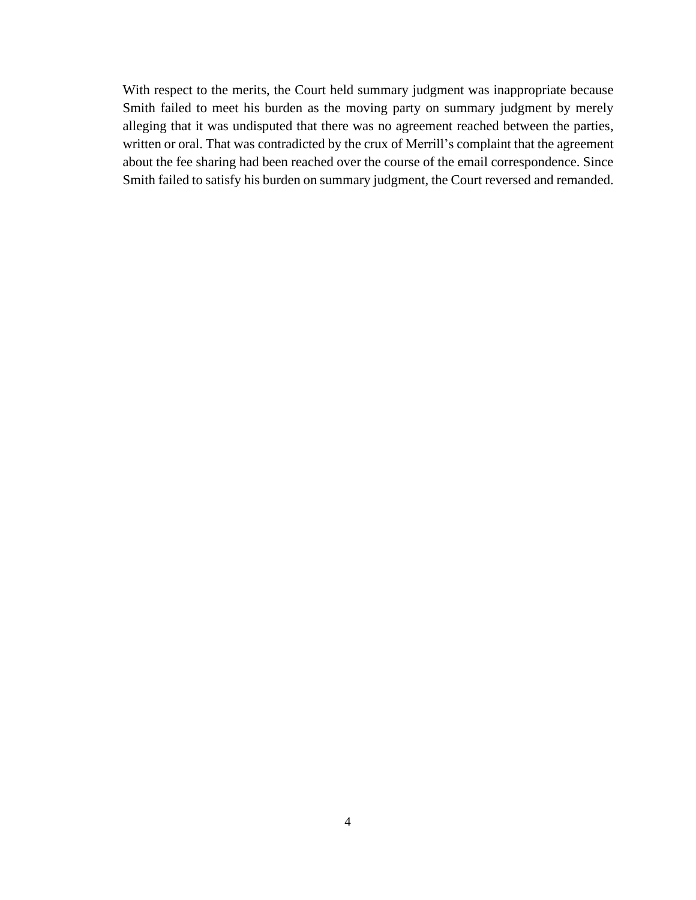With respect to the merits, the Court held summary judgment was inappropriate because Smith failed to meet his burden as the moving party on summary judgment by merely alleging that it was undisputed that there was no agreement reached between the parties, written or oral. That was contradicted by the crux of Merrill's complaint that the agreement about the fee sharing had been reached over the course of the email correspondence. Since Smith failed to satisfy his burden on summary judgment, the Court reversed and remanded.